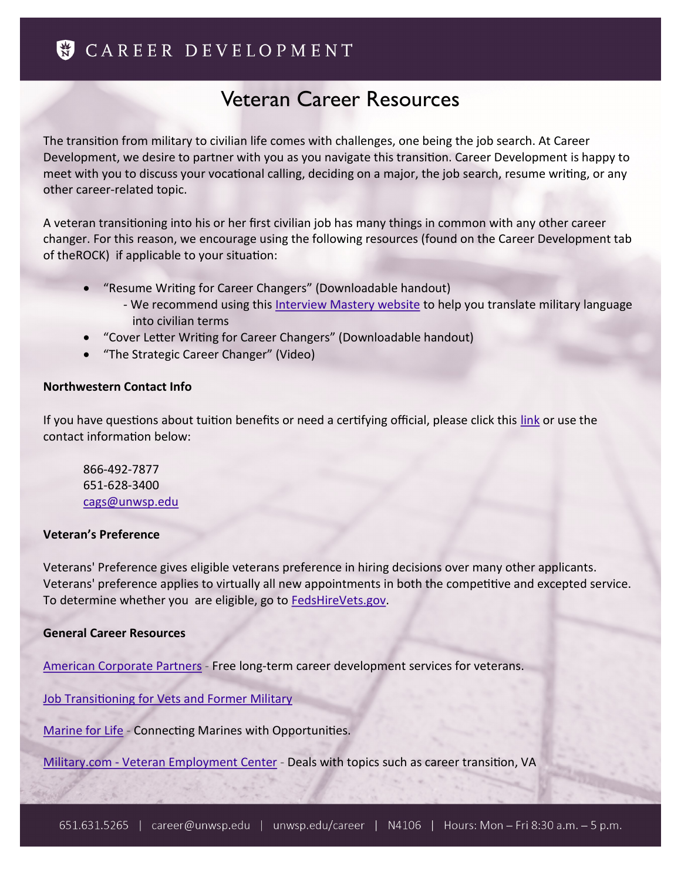# CAREER DEVELOPMENT

## Veteran Career Resources

The transition from military to civilian life comes with challenges, one being the job search. At Career Development, we desire to partner with you as you navigate this transition. Career Development is happy to meet with you to discuss your vocational calling, deciding on a major, the job search, resume writing, or any other career-related topic.

A veteran transitioning into his or her first civilian job has many things in common with any other career changer. For this reason, we encourage using the following resources (found on the Career Development tab of theROCK) if applicable to your situation:

- "Resume Writing for Career Changers" (Downloadable handout)
  - We recommend using this Interview Mastery website to help you translate military language into civilian terms
- "Cover Letter Writing for Career Changers" (Downloadable handout)
- "The Strategic Career Changer" (Video)

**Northwestern Contact Info**

If you have questions about tuition benefits or need a certifying official, please click this link or use the contact information below:

866-492-7877
651-628-3400
cags@unwsp.edu

**Veteran's Preference**

Veterans' Preference gives eligible veterans preference in hiring decisions over many other applicants. Veterans' preference applies to virtually all new appointments in both the competitive and excepted service. To determine whether you are eligible, go to FedsHireVets.gov.

**General Career Resources**

American Corporate Partners - Free long-term career development services for veterans.

Job Transitioning for Vets and Former Military

Marine for Life - Connecting Marines with Opportunities.

Military.com - Veteran Employment Center - Deals with topics such as career transition, VA

651.631.5265 | career@unwsp.edu | unwsp.edu/career | N4106 | Hours: Mon – Fri 8:30 a.m. – 5 p.m.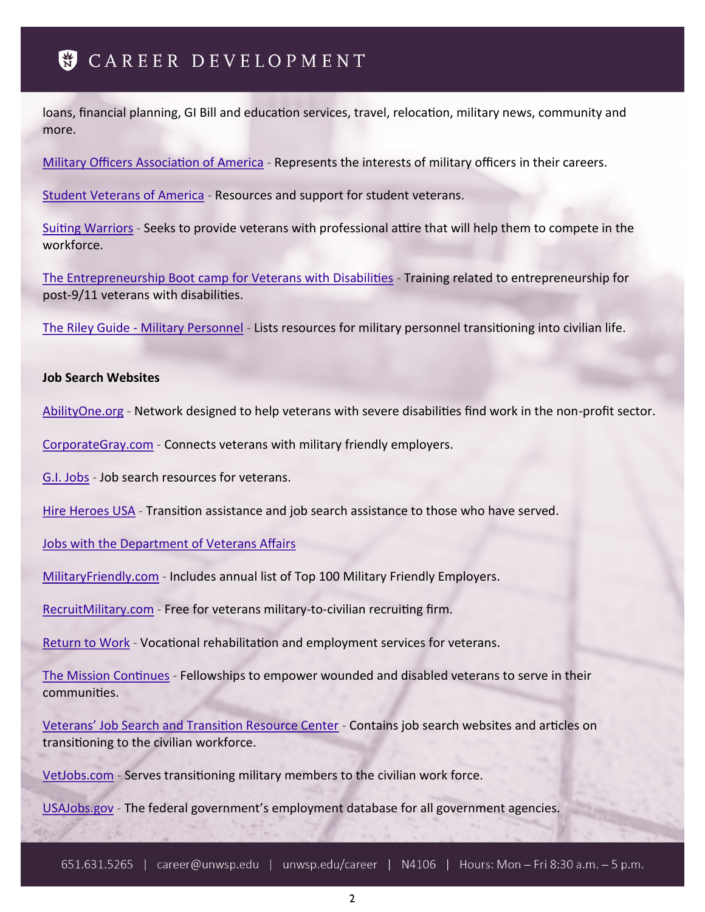loans, financial planning, GI Bill and education services, travel, relocation, military news, community and more.

Military Officers Association of America - Represents the interests of military officers in their careers.

Student Veterans of America - Resources and support for student veterans.

Suiting Warriors - Seeks to provide veterans with professional attire that will help them to compete in the workforce.

The Entrepreneurship Boot camp for Veterans with Disabilities - Training related to entrepreneurship for post-9/11 veterans with disabilities.

The Riley Guide - Military Personnel - Lists resources for military personnel transitioning into civilian life.

**Job Search Websites**

AbilityOne.org - Network designed to help veterans with severe disabilities find work in the non-profit sector.

CorporateGray.com - Connects veterans with military friendly employers.

G.I. Jobs - Job search resources for veterans.

Hire Heroes USA - Transition assistance and job search assistance to those who have served.

Jobs with the Department of Veterans Affairs

MilitaryFriendly.com - Includes annual list of Top 100 Military Friendly Employers.

RecruitMilitary.com - Free for veterans military-to-civilian recruiting firm.

Return to Work - Vocational rehabilitation and employment services for veterans.

The Mission Continues - Fellowships to empower wounded and disabled veterans to serve in their communities.

Veterans' Job Search and Transition Resource Center - Contains job search websites and articles on transitioning to the civilian workforce.

VetJobs.com - Serves transitioning military members to the civilian work force.

USAJobs.gov - The federal government's employment database for all government agencies.